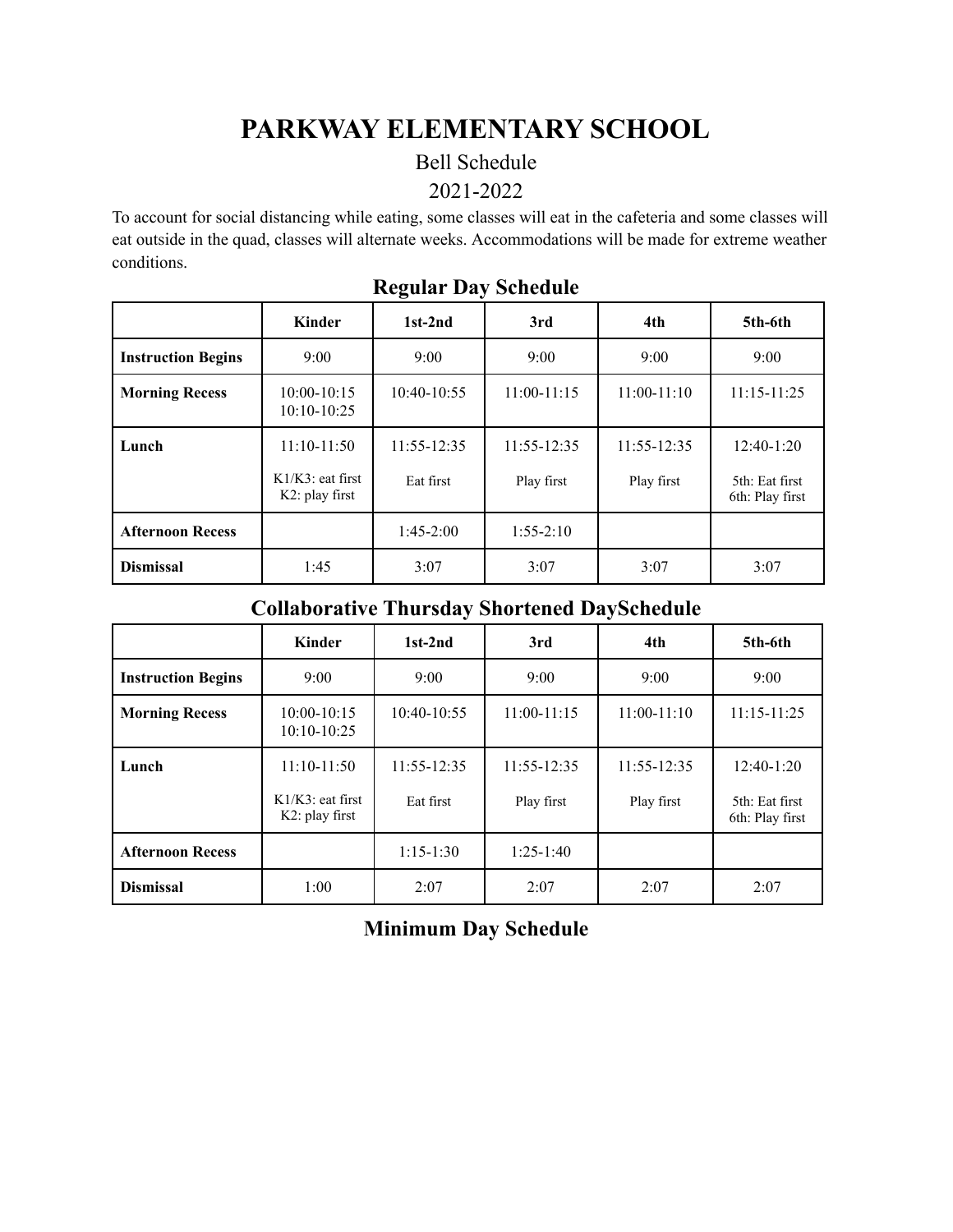# PARKWAY ELEMENTARY SCHOOL

Bell Schedule

2021-2022

To account for social distancing while eating, some classes will eat in the cafeteria and some classes will eat outside in the quad, classes will alternate weeks. Accommodations will be made for extreme weather conditions.

## Regular Day Schedule

| | Kinder | 1st-2nd | 3rd | 4th | 5th-6th |
|---|---|---|---|---|---|
| **Instruction Begins** | 9:00 | 9:00 | 9:00 | 9:00 | 9:00 |
| **Morning Recess** | 10:00-10:15<br>10:10-10:25 | 10:40-10:55 | 11:00-11:15 | 11:00-11:10 | 11:15-11:25 |
| **Lunch** | 11:10-11:50<br>K1/K3: eat first<br>K2: play first | 11:55-12:35<br>Eat first | 11:55-12:35<br>Play first | 11:55-12:35<br>Play first | 12:40-1:20<br>5th: Eat first<br>6th: Play first |
| **Afternoon Recess** | | 1:45-2:00 | 1:55-2:10 | | |
| **Dismissal** | 1:45 | 3:07 | 3:07 | 3:07 | 3:07 |

## Collaborative Thursday Shortened DaySchedule

| | Kinder | 1st-2nd | 3rd | 4th | 5th-6th |
|---|---|---|---|---|---|
| **Instruction Begins** | 9:00 | 9:00 | 9:00 | 9:00 | 9:00 |
| **Morning Recess** | 10:00-10:15<br>10:10-10:25 | 10:40-10:55 | 11:00-11:15 | 11:00-11:10 | 11:15-11:25 |
| **Lunch** | 11:10-11:50<br>K1/K3: eat first<br>K2: play first | 11:55-12:35<br>Eat first | 11:55-12:35<br>Play first | 11:55-12:35<br>Play first | 12:40-1:20<br>5th: Eat first<br>6th: Play first |
| **Afternoon Recess** | | 1:15-1:30 | 1:25-1:40 | | |
| **Dismissal** | 1:00 | 2:07 | 2:07 | 2:07 | 2:07 |

## Minimum Day Schedule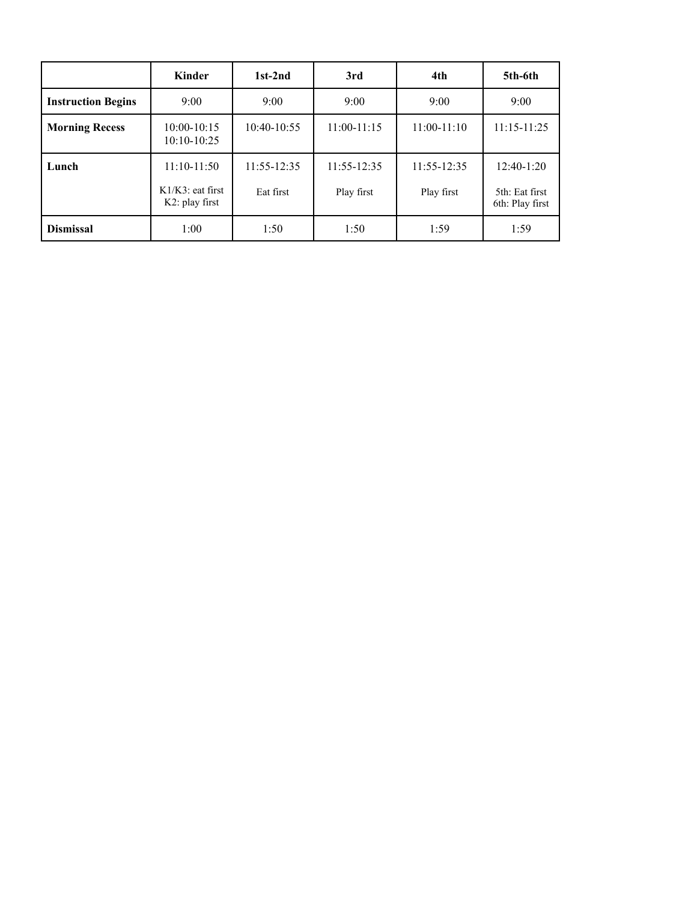| | Kinder | 1st-2nd | 3rd | 4th | 5th-6th |
|---|---|---|---|---|---|
| **Instruction Begins** | 9:00 | 9:00 | 9:00 | 9:00 | 9:00 |
| **Morning Recess** | 10:00-10:15<br>10:10-10:25 | 10:40-10:55 | 11:00-11:15 | 11:00-11:10 | 11:15-11:25 |
| **Lunch** | 11:10-11:50<br><br>K1/K3: eat first<br>K2: play first | 11:55-12:35<br><br>Eat first | 11:55-12:35<br><br>Play first | 11:55-12:35<br><br>Play first | 12:40-1:20<br><br>5th: Eat first<br>6th: Play first |
| **Dismissal** | 1:00 | 1:50 | 1:50 | 1:59 | 1:59 |